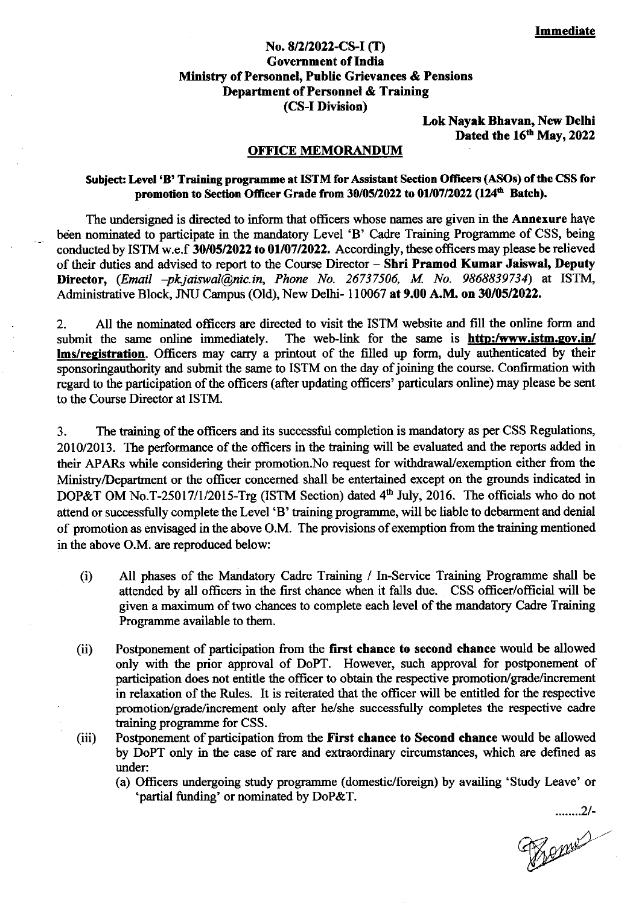**Immediate**

**No. 8/2/2022-CS-I (T)**
**Government of India**
**Ministry of Personnel, Public Grievances & Pensions**
**Department of Personnel & Training**
**(CS-I Division)**

**Lok Nayak Bhavan, New Delhi**
**Dated the 16th May, 2022**

## OFFICE MEMORANDUM

**Subject: Level 'B' Training programme at ISTM for Assistant Section Officers (ASOs) of the CSS for promotion to Section Officer Grade from 30/05/2022 to 01/07/2022 (124th Batch).**

The undersigned is directed to inform that officers whose names are given in the **Annexure** have been nominated to participate in the mandatory Level 'B' Cadre Training Programme of CSS, being conducted by ISTM w.e.f **30/05/2022 to 01/07/2022.** Accordingly, these officers may please be relieved of their duties and advised to report to the Course Director – **Shri Pramod Kumar Jaiswal, Deputy Director,** (*Email –pk.jaiswal@nic.in, Phone No. 26737506, M. No. 9868839734*) at ISTM, Administrative Block, JNU Campus (Old), New Delhi- 110067 **at 9.00 A.M. on 30/05/2022.**

2. All the nominated officers are directed to visit the ISTM website and fill the online form and submit the same online immediately. The web-link for the same is **http:/www.istm.gov.in/lms/registration**. Officers may carry a printout of the filled up form, duly authenticated by their sponsoringauthority and submit the same to ISTM on the day of joining the course. Confirmation with regard to the participation of the officers (after updating officers' particulars online) may please be sent to the Course Director at ISTM.

3. The training of the officers and its successful completion is mandatory as per CSS Regulations, 2010/2013. The performance of the officers in the training will be evaluated and the reports added in their APARs while considering their promotion.No request for withdrawal/exemption either from the Ministry/Department or the officer concerned shall be entertained except on the grounds indicated in DOP&T OM No.T-25017/1/2015-Trg (ISTM Section) dated 4th July, 2016. The officials who do not attend or successfully complete the Level 'B' training programme, will be liable to debarment and denial of promotion as envisaged in the above O.M. The provisions of exemption from the training mentioned in the above O.M. are reproduced below:

(i) All phases of the Mandatory Cadre Training / In-Service Training Programme shall be attended by all officers in the first chance when it falls due. CSS officer/official will be given a maximum of two chances to complete each level of the mandatory Cadre Training Programme available to them.

(ii) Postponement of participation from the **first chance to second chance** would be allowed only with the prior approval of DoPT. However, such approval for postponement of participation does not entitle the officer to obtain the respective promotion/grade/increment in relaxation of the Rules. It is reiterated that the officer will be entitled for the respective promotion/grade/increment only after he/she successfully completes the respective cadre training programme for CSS.

(iii) Postponement of participation from the **First chance to Second chance** would be allowed by DoPT only in the case of rare and extraordinary circumstances, which are defined as under:

(a) Officers undergoing study programme (domestic/foreign) by availing 'Study Leave' or 'partial funding' or nominated by DoP&T.

........2/-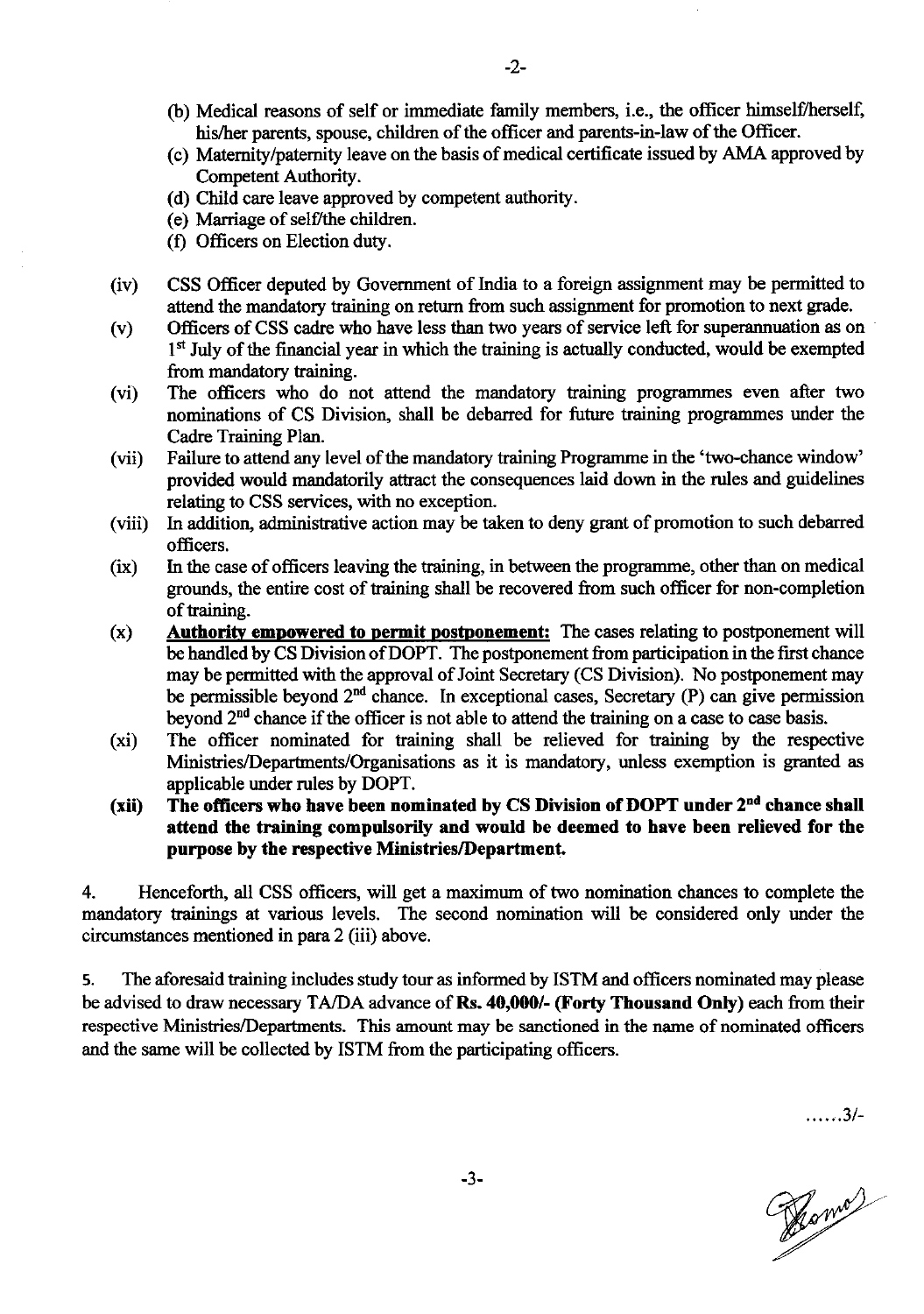(b) Medical reasons of self or immediate family members, i.e., the officer himself/herself, his/her parents, spouse, children of the officer and parents-in-law of the Officer.
(c) Maternity/paternity leave on the basis of medical certificate issued by AMA approved by Competent Authority.
(d) Child care leave approved by competent authority.
(e) Marriage of self/the children.
(f) Officers on Election duty.

(iv) CSS Officer deputed by Government of India to a foreign assignment may be permitted to attend the mandatory training on return from such assignment for promotion to next grade.

(v) Officers of CSS cadre who have less than two years of service left for superannuation as on 1st July of the financial year in which the training is actually conducted, would be exempted from mandatory training.

(vi) The officers who do not attend the mandatory training programmes even after two nominations of CS Division, shall be debarred for future training programmes under the Cadre Training Plan.

(vii) Failure to attend any level of the mandatory training Programme in the 'two-chance window' provided would mandatorily attract the consequences laid down in the rules and guidelines relating to CSS services, with no exception.

(viii) In addition, administrative action may be taken to deny grant of promotion to such debarred officers.

(ix) In the case of officers leaving the training, in between the programme, other than on medical grounds, the entire cost of training shall be recovered from such officer for non-completion of training.

(x) **Authority empowered to permit postponement:** The cases relating to postponement will be handled by CS Division of DOPT. The postponement from participation in the first chance may be permitted with the approval of Joint Secretary (CS Division). No postponement may be permissible beyond 2nd chance. In exceptional cases, Secretary (P) can give permission beyond 2nd chance if the officer is not able to attend the training on a case to case basis.

(xi) The officer nominated for training shall be relieved for training by the respective Ministries/Departments/Organisations as it is mandatory, unless exemption is granted as applicable under rules by DOPT.

**(xii) The officers who have been nominated by CS Division of DOPT under 2nd chance shall attend the training compulsorily and would be deemed to have been relieved for the purpose by the respective Ministries/Department.**

4. Henceforth, all CSS officers, will get a maximum of two nomination chances to complete the mandatory trainings at various levels. The second nomination will be considered only under the circumstances mentioned in para 2 (iii) above.

5. The aforesaid training includes study tour as informed by ISTM and officers nominated may please be advised to draw necessary TA/DA advance of **Rs. 40,000/- (Forty Thousand Only)** each from their respective Ministries/Departments. This amount may be sanctioned in the name of nominated officers and the same will be collected by ISTM from the participating officers.

......3/-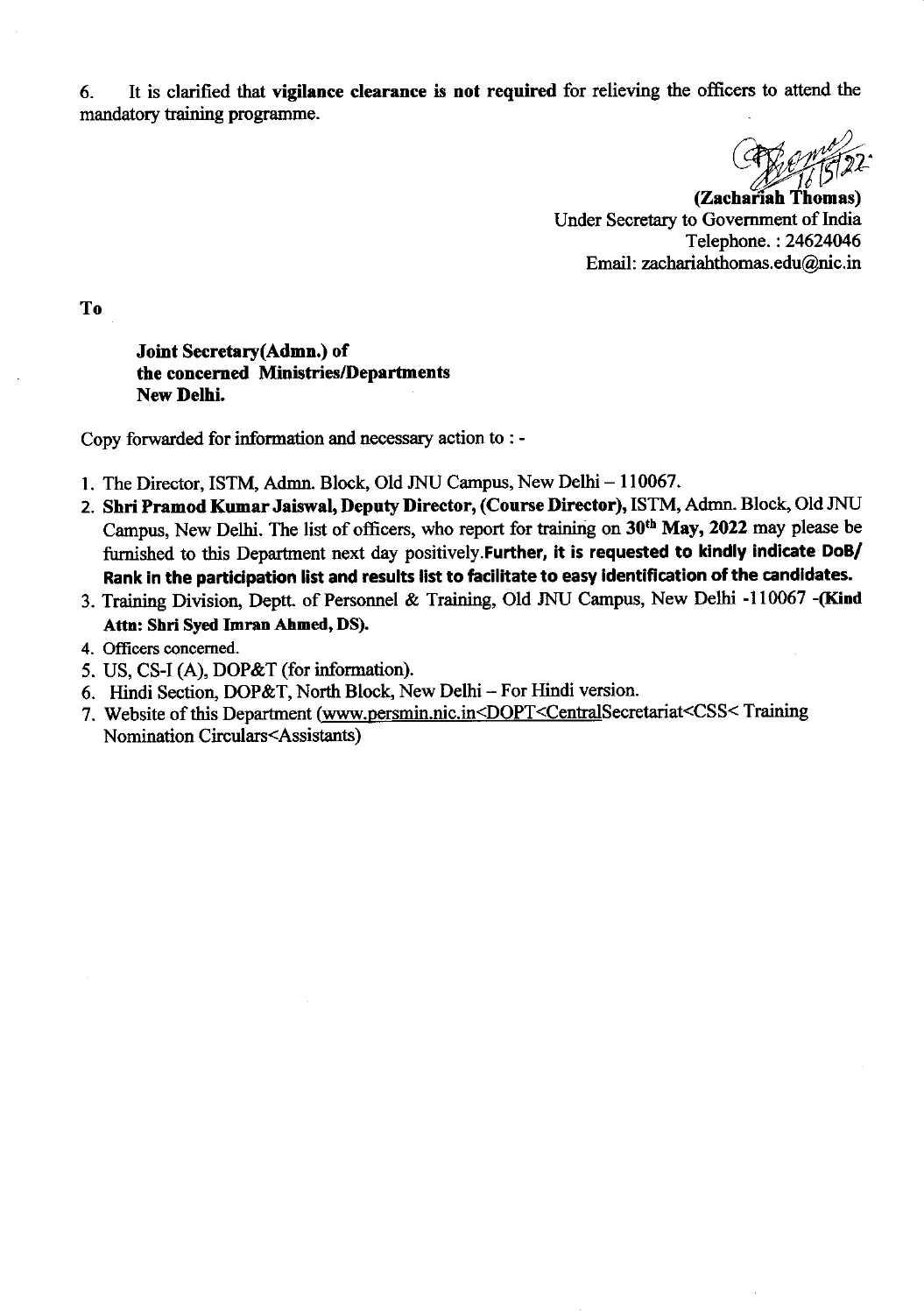6. It is clarified that **vigilance clearance is not required** for relieving the officers to attend the mandatory training programme.

16/5/22

**(Zachariah Thomas)**
Under Secretary to Government of India
Telephone. : 24624046
Email: zachariahthomas.edu@nic.in

**To**

**Joint Secretary(Admn.) of**
**the concerned Ministries/Departments**
**New Delhi.**

Copy forwarded for information and necessary action to : -

1. The Director, ISTM, Admn. Block, Old JNU Campus, New Delhi – 110067.
2. **Shri Pramod Kumar Jaiswal, Deputy Director, (Course Director),** ISTM, Admn. Block, Old JNU Campus, New Delhi. The list of officers, who report for training on **30th May, 2022** may please be furnished to this Department next day positively.**Further, it is requested to kindly indicate DoB/ Rank in the participation list and results list to facilitate to easy identification of the candidates.**
3. Training Division, Deptt. of Personnel & Training, Old JNU Campus, New Delhi -110067 -**(Kind Attn: Shri Syed Imran Ahmed, DS).**
4. Officers concerned.
5. US, CS-I (A), DOP&T (for information).
6. Hindi Section, DOP&T, North Block, New Delhi – For Hindi version.
7. Website of this Department (www.persmin.nic.in<DOPT<CentralSecretariat<CSS< Training Nomination Circulars<Assistants)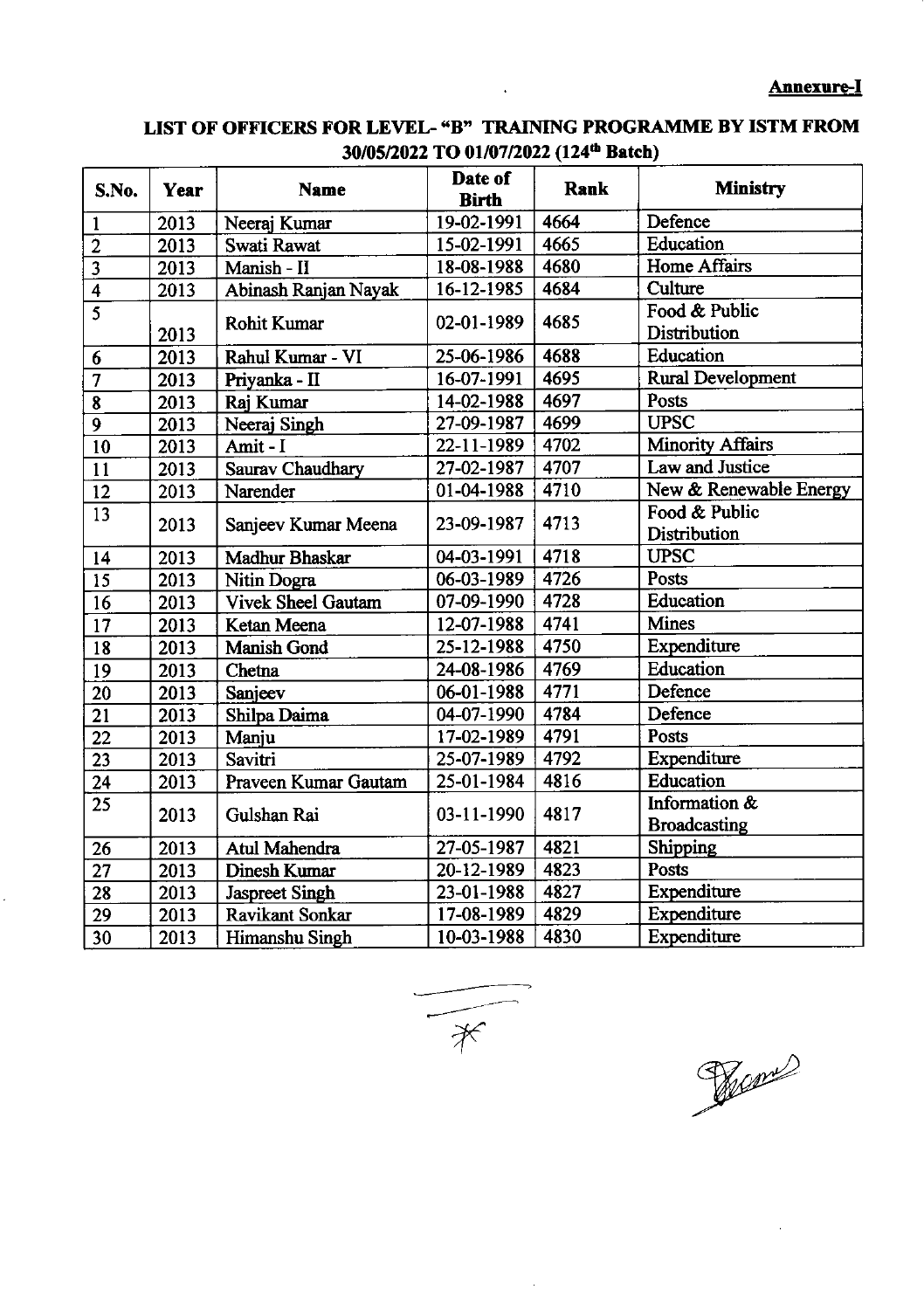**Annexure-I**

## LIST OF OFFICERS FOR LEVEL- "B" TRAINING PROGRAMME BY ISTM FROM 30/05/2022 TO 01/07/2022 (124th Batch)

| S.No. | Year | Name | Date of Birth | Rank | Ministry |
|---|---|---|---|---|---|
| 1 | 2013 | Neeraj Kumar | 19-02-1991 | 4664 | Defence |
| 2 | 2013 | Swati Rawat | 15-02-1991 | 4665 | Education |
| 3 | 2013 | Manish - II | 18-08-1988 | 4680 | Home Affairs |
| 4 | 2013 | Abinash Ranjan Nayak | 16-12-1985 | 4684 | Culture |
| 5 | 2013 | Rohit Kumar | 02-01-1989 | 4685 | Food & Public Distribution |
| 6 | 2013 | Rahul Kumar - VI | 25-06-1986 | 4688 | Education |
| 7 | 2013 | Priyanka - II | 16-07-1991 | 4695 | Rural Development |
| 8 | 2013 | Raj Kumar | 14-02-1988 | 4697 | Posts |
| 9 | 2013 | Neeraj Singh | 27-09-1987 | 4699 | UPSC |
| 10 | 2013 | Amit - I | 22-11-1989 | 4702 | Minority Affairs |
| 11 | 2013 | Saurav Chaudhary | 27-02-1987 | 4707 | Law and Justice |
| 12 | 2013 | Narender | 01-04-1988 | 4710 | New & Renewable Energy |
| 13 | 2013 | Sanjeev Kumar Meena | 23-09-1987 | 4713 | Food & Public Distribution |
| 14 | 2013 | Madhur Bhaskar | 04-03-1991 | 4718 | UPSC |
| 15 | 2013 | Nitin Dogra | 06-03-1989 | 4726 | Posts |
| 16 | 2013 | Vivek Sheel Gautam | 07-09-1990 | 4728 | Education |
| 17 | 2013 | Ketan Meena | 12-07-1988 | 4741 | Mines |
| 18 | 2013 | Manish Gond | 25-12-1988 | 4750 | Expenditure |
| 19 | 2013 | Chetna | 24-08-1986 | 4769 | Education |
| 20 | 2013 | Sanjeev | 06-01-1988 | 4771 | Defence |
| 21 | 2013 | Shilpa Daima | 04-07-1990 | 4784 | Defence |
| 22 | 2013 | Manju | 17-02-1989 | 4791 | Posts |
| 23 | 2013 | Savitri | 25-07-1989 | 4792 | Expenditure |
| 24 | 2013 | Praveen Kumar Gautam | 25-01-1984 | 4816 | Education |
| 25 | 2013 | Gulshan Rai | 03-11-1990 | 4817 | Information & Broadcasting |
| 26 | 2013 | Atul Mahendra | 27-05-1987 | 4821 | Shipping |
| 27 | 2013 | Dinesh Kumar | 20-12-1989 | 4823 | Posts |
| 28 | 2013 | Jaspreet Singh | 23-01-1988 | 4827 | Expenditure |
| 29 | 2013 | Ravikant Sonkar | 17-08-1989 | 4829 | Expenditure |
| 30 | 2013 | Himanshu Singh | 10-03-1988 | 4830 | Expenditure |